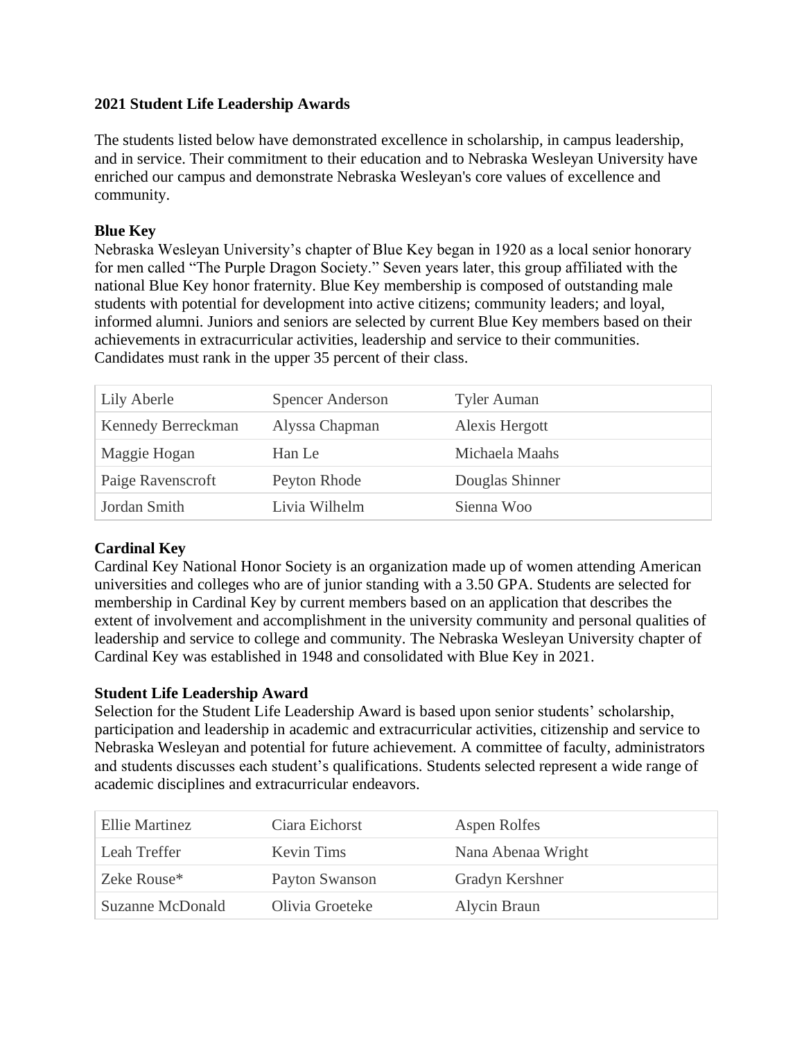**2021 Student Life Leadership Awards**

The students listed below have demonstrated excellence in scholarship, in campus leadership, and in service. Their commitment to their education and to Nebraska Wesleyan University have enriched our campus and demonstrate Nebraska Wesleyan's core values of excellence and community.

**Blue Key**

Nebraska Wesleyan University's chapter of Blue Key began in 1920 as a local senior honorary for men called "The Purple Dragon Society." Seven years later, this group affiliated with the national Blue Key honor fraternity. Blue Key membership is composed of outstanding male students with potential for development into active citizens; community leaders; and loyal, informed alumni. Juniors and seniors are selected by current Blue Key members based on their achievements in extracurricular activities, leadership and service to their communities. Candidates must rank in the upper 35 percent of their class.

| | | |
|---|---|---|
| Lily Aberle | Spencer Anderson | Tyler Auman |
| Kennedy Berreckman | Alyssa Chapman | Alexis Hergott |
| Maggie Hogan | Han Le | Michaela Maahs |
| Paige Ravenscroft | Peyton Rhode | Douglas Shinner |
| Jordan Smith | Livia Wilhelm | Sienna Woo |

**Cardinal Key**

Cardinal Key National Honor Society is an organization made up of women attending American universities and colleges who are of junior standing with a 3.50 GPA. Students are selected for membership in Cardinal Key by current members based on an application that describes the extent of involvement and accomplishment in the university community and personal qualities of leadership and service to college and community. The Nebraska Wesleyan University chapter of Cardinal Key was established in 1948 and consolidated with Blue Key in 2021.

**Student Life Leadership Award**

Selection for the Student Life Leadership Award is based upon senior students' scholarship, participation and leadership in academic and extracurricular activities, citizenship and service to Nebraska Wesleyan and potential for future achievement. A committee of faculty, administrators and students discusses each student's qualifications. Students selected represent a wide range of academic disciplines and extracurricular endeavors.

| | | |
|---|---|---|
| Ellie Martinez | Ciara Eichorst | Aspen Rolfes |
| Leah Treffer | Kevin Tims | Nana Abenaa Wright |
| Zeke Rouse* | Payton Swanson | Gradyn Kershner |
| Suzanne McDonald | Olivia Groeteke | Alycin Braun |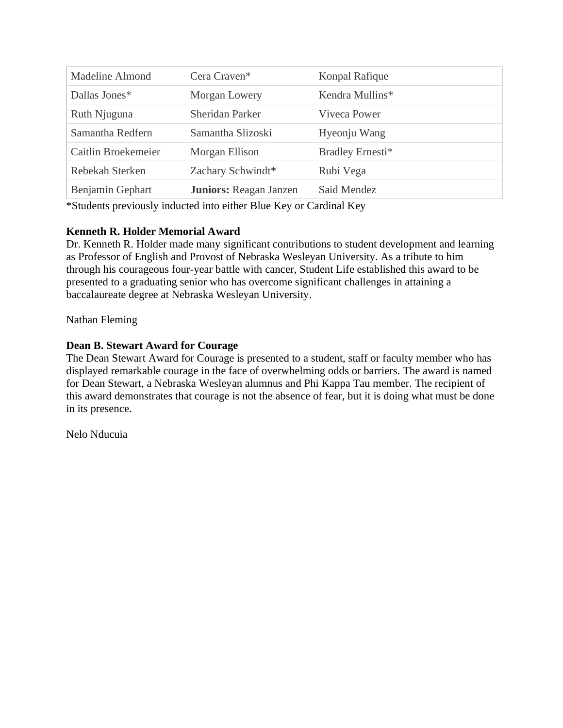| | | |
|---|---|---|
| Madeline Almond | Cera Craven* | Konpal Rafique |
| Dallas Jones* | Morgan Lowery | Kendra Mullins* |
| Ruth Njuguna | Sheridan Parker | Viveca Power |
| Samantha Redfern | Samantha Slizoski | Hyeonju Wang |
| Caitlin Broekemeier | Morgan Ellison | Bradley Ernesti* |
| Rebekah Sterken | Zachary Schwindt* | Rubi Vega |
| Benjamin Gephart | **Juniors:** Reagan Janzen | Said Mendez |

*Students previously inducted into either Blue Key or Cardinal Key

**Kenneth R. Holder Memorial Award**
Dr. Kenneth R. Holder made many significant contributions to student development and learning as Professor of English and Provost of Nebraska Wesleyan University. As a tribute to him through his courageous four-year battle with cancer, Student Life established this award to be presented to a graduating senior who has overcome significant challenges in attaining a baccalaureate degree at Nebraska Wesleyan University.

Nathan Fleming

**Dean B. Stewart Award for Courage**
The Dean Stewart Award for Courage is presented to a student, staff or faculty member who has displayed remarkable courage in the face of overwhelming odds or barriers. The award is named for Dean Stewart, a Nebraska Wesleyan alumnus and Phi Kappa Tau member. The recipient of this award demonstrates that courage is not the absence of fear, but it is doing what must be done in its presence.

Nelo Nducuia